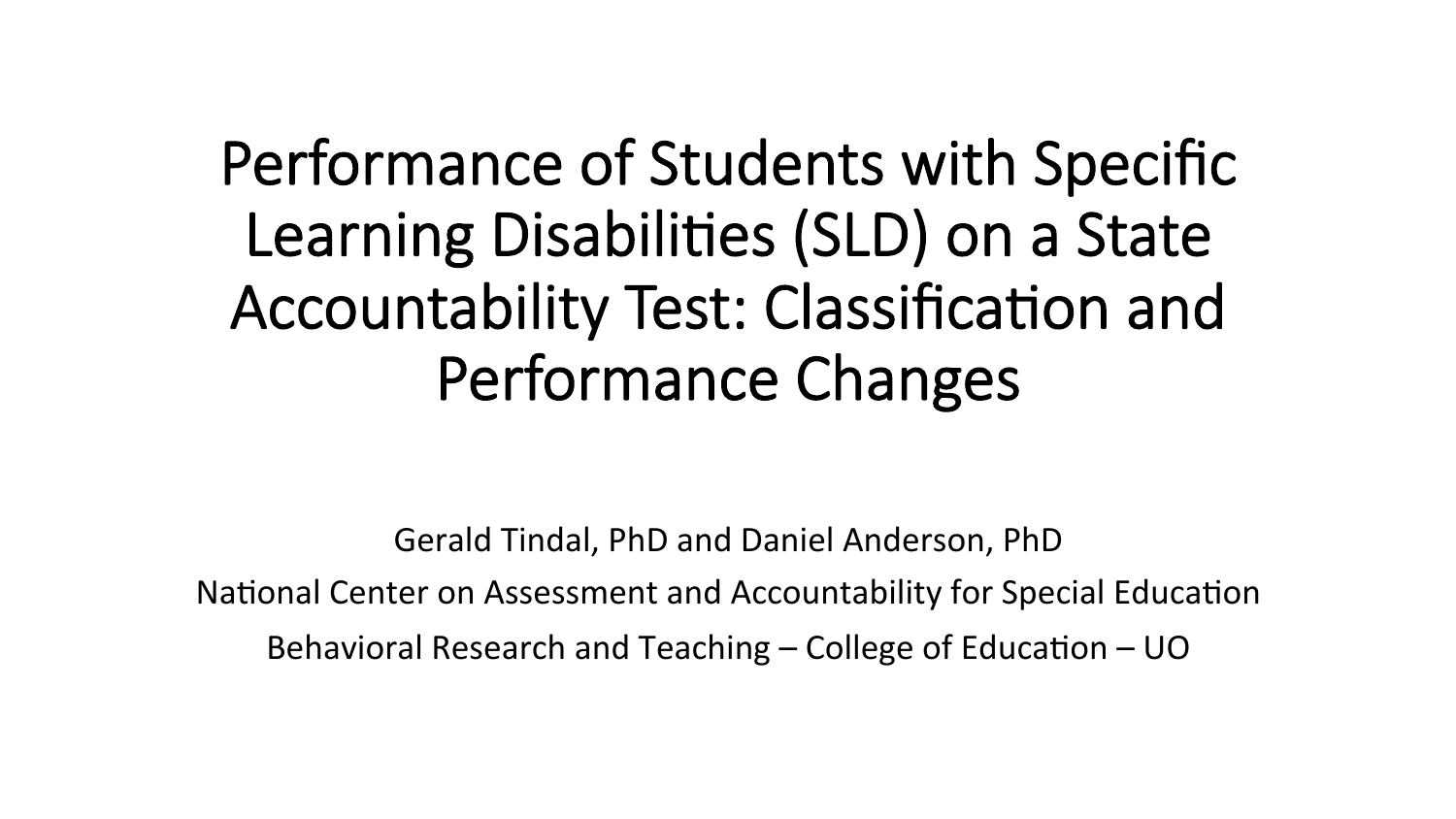# Performance of Students with Specific Learning Disabilities (SLD) on a State Accountability Test: Classification and Performance Changes

Gerald Tindal, PhD and Daniel Anderson, PhD

National Center on Assessment and Accountability for Special Education

Behavioral Research and Teaching – College of Education – UO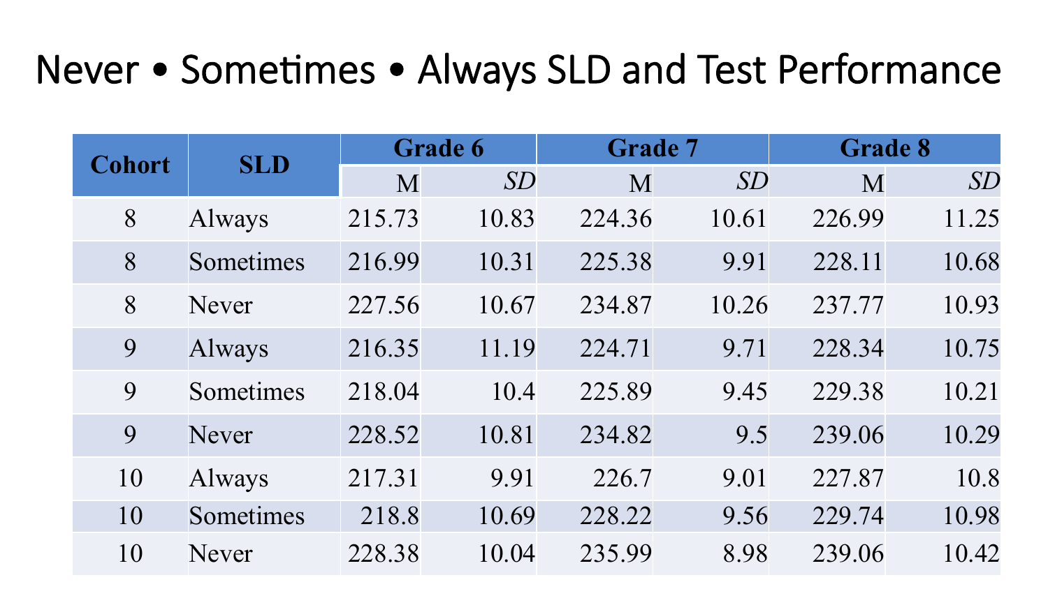# Never • Sometimes • Always SLD and Test Performance

| Cohort | SLD | Grade 6 | | Grade 7 | | Grade 8 | |
|---|---|---|---|---|---|---|---|
| | | M | *SD* | M | *SD* | M | *SD* |
| 8 | Always | 215.73 | 10.83 | 224.36 | 10.61 | 226.99 | 11.25 |
| 8 | Sometimes | 216.99 | 10.31 | 225.38 | 9.91 | 228.11 | 10.68 |
| 8 | Never | 227.56 | 10.67 | 234.87 | 10.26 | 237.77 | 10.93 |
| 9 | Always | 216.35 | 11.19 | 224.71 | 9.71 | 228.34 | 10.75 |
| 9 | Sometimes | 218.04 | 10.4 | 225.89 | 9.45 | 229.38 | 10.21 |
| 9 | Never | 228.52 | 10.81 | 234.82 | 9.5 | 239.06 | 10.29 |
| 10 | Always | 217.31 | 9.91 | 226.7 | 9.01 | 227.87 | 10.8 |
| 10 | Sometimes | 218.8 | 10.69 | 228.22 | 9.56 | 229.74 | 10.98 |
| 10 | Never | 228.38 | 10.04 | 235.99 | 8.98 | 239.06 | 10.42 |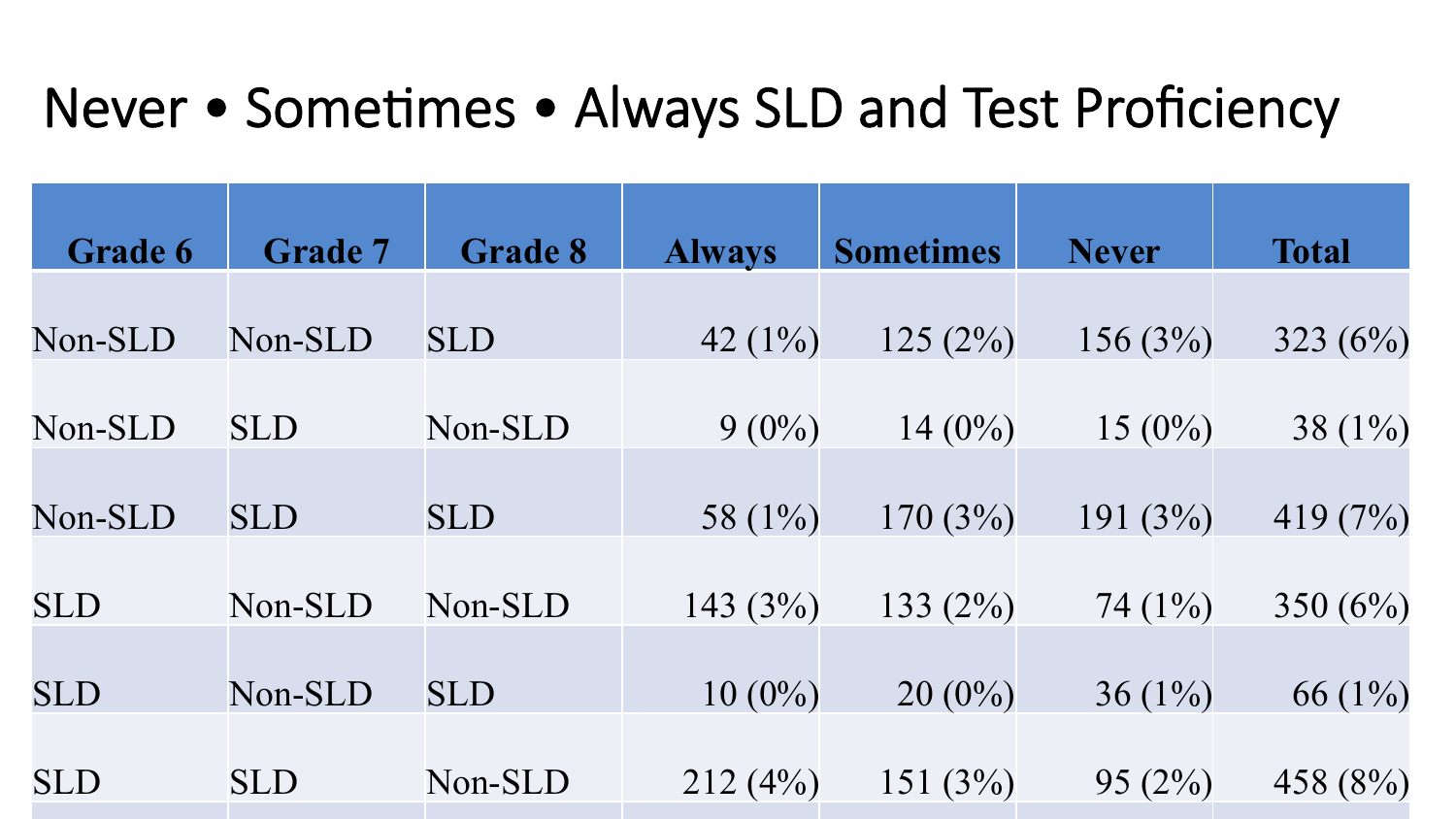# Never • Sometimes • Always SLD and Test Proficiency

| Grade 6 | Grade 7 | Grade 8 | Always | Sometimes | Never | Total |
|---|---|---|---|---|---|---|
| Non-SLD | Non-SLD | SLD | 42 (1%) | 125 (2%) | 156 (3%) | 323 (6%) |
| Non-SLD | SLD | Non-SLD | 9 (0%) | 14 (0%) | 15 (0%) | 38 (1%) |
| Non-SLD | SLD | SLD | 58 (1%) | 170 (3%) | 191 (3%) | 419 (7%) |
| SLD | Non-SLD | Non-SLD | 143 (3%) | 133 (2%) | 74 (1%) | 350 (6%) |
| SLD | Non-SLD | SLD | 10 (0%) | 20 (0%) | 36 (1%) | 66 (1%) |
| SLD | SLD | Non-SLD | 212 (4%) | 151 (3%) | 95 (2%) | 458 (8%) |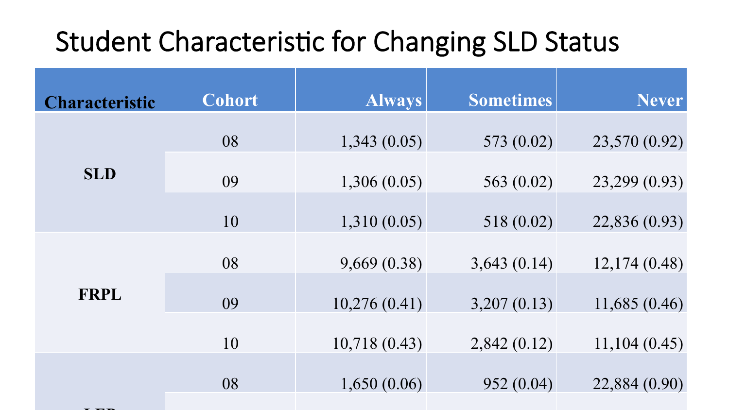# Student Characteristic for Changing SLD Status

| Characteristic | Cohort | Always | Sometimes | Never |
| --- | --- | --- | --- | --- |
| SLD | 08 | 1,343 (0.05) | 573 (0.02) | 23,570 (0.92) |
| | 09 | 1,306 (0.05) | 563 (0.02) | 23,299 (0.93) |
| | 10 | 1,310 (0.05) | 518 (0.02) | 22,836 (0.93) |
| FRPL | 08 | 9,669 (0.38) | 3,643 (0.14) | 12,174 (0.48) |
| | 09 | 10,276 (0.41) | 3,207 (0.13) | 11,685 (0.46) |
| | 10 | 10,718 (0.43) | 2,842 (0.12) | 11,104 (0.45) |
| LEP | 08 | 1,650 (0.06) | 952 (0.04) | 22,884 (0.90) |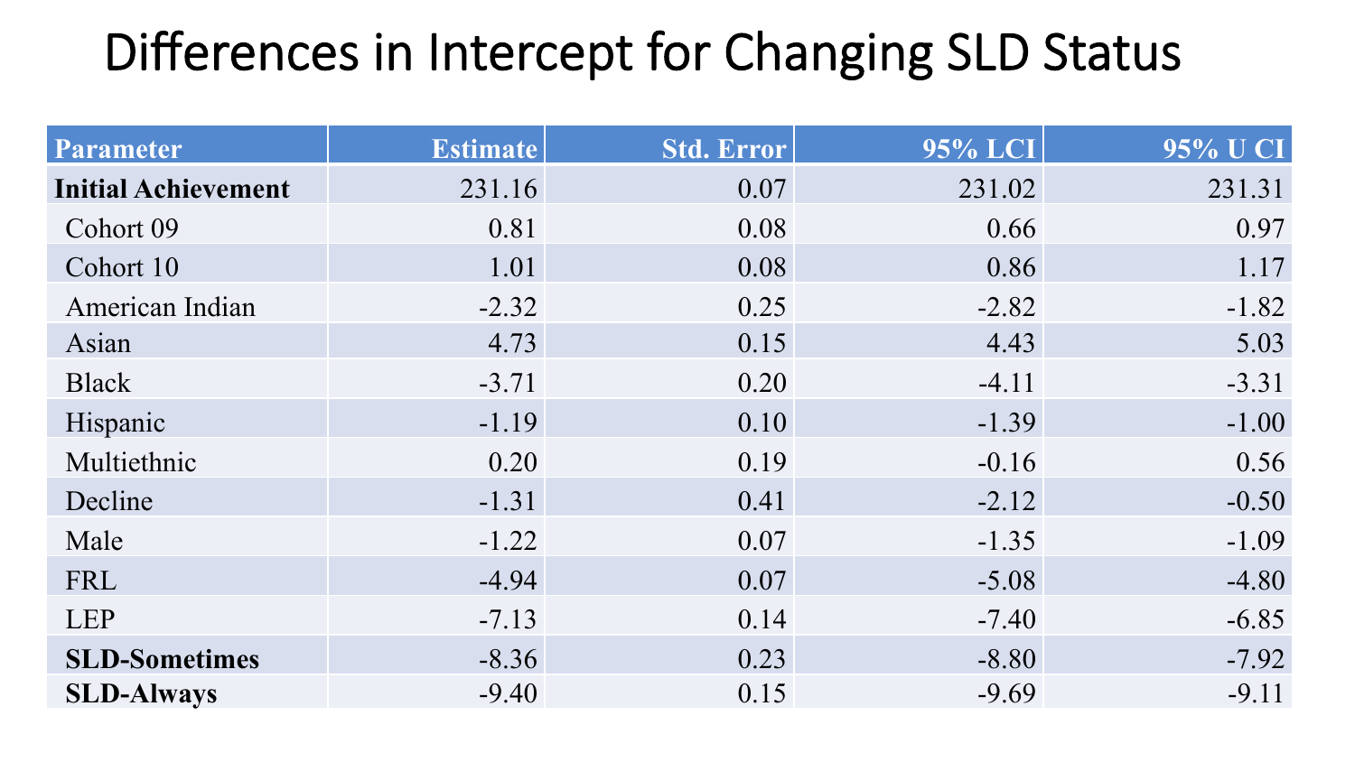# Differences in Intercept for Changing SLD Status

| Parameter | Estimate | Std. Error | 95% LCI | 95% U CI |
|---|---|---|---|---|
| **Initial Achievement** | 231.16 | 0.07 | 231.02 | 231.31 |
| Cohort 09 | 0.81 | 0.08 | 0.66 | 0.97 |
| Cohort 10 | 1.01 | 0.08 | 0.86 | 1.17 |
| American Indian | -2.32 | 0.25 | -2.82 | -1.82 |
| Asian | 4.73 | 0.15 | 4.43 | 5.03 |
| Black | -3.71 | 0.20 | -4.11 | -3.31 |
| Hispanic | -1.19 | 0.10 | -1.39 | -1.00 |
| Multiethnic | 0.20 | 0.19 | -0.16 | 0.56 |
| Decline | -1.31 | 0.41 | -2.12 | -0.50 |
| Male | -1.22 | 0.07 | -1.35 | -1.09 |
| FRL | -4.94 | 0.07 | -5.08 | -4.80 |
| LEP | -7.13 | 0.14 | -7.40 | -6.85 |
| **SLD-Sometimes** | -8.36 | 0.23 | -8.80 | -7.92 |
| **SLD-Always** | -9.40 | 0.15 | -9.69 | -9.11 |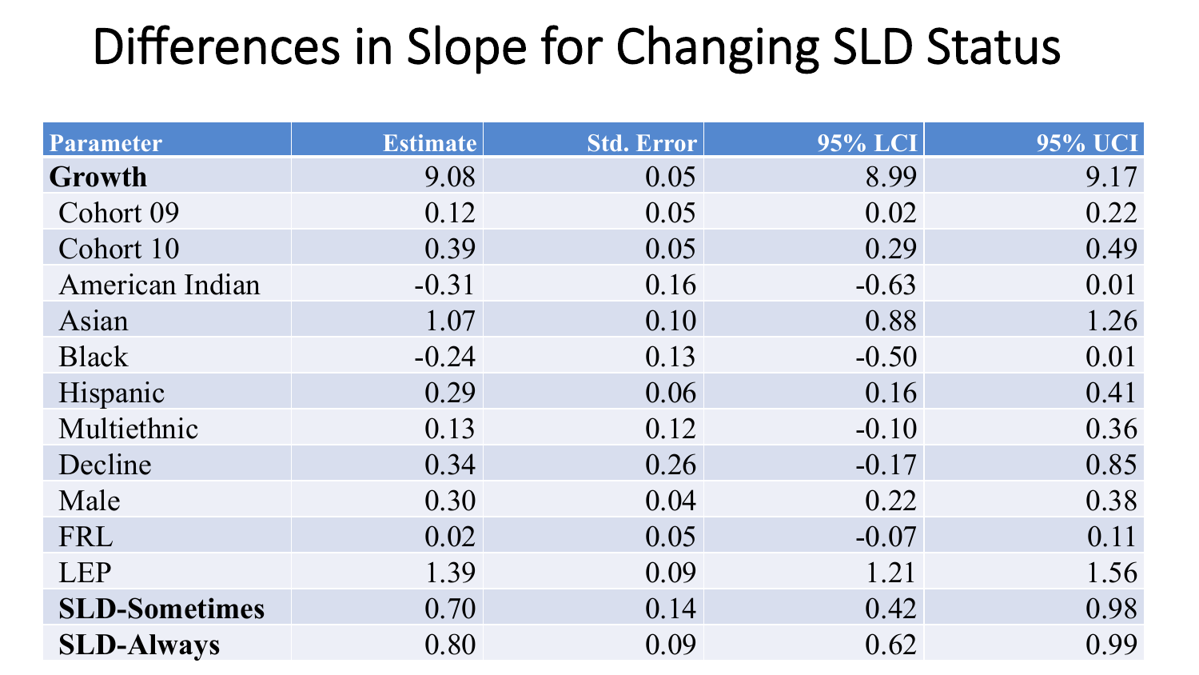# Differences in Slope for Changing SLD Status

| Parameter | Estimate | Std. Error | 95% LCI | 95% UCI |
|---|---|---|---|---|
| **Growth** | 9.08 | 0.05 | 8.99 | 9.17 |
| Cohort 09 | 0.12 | 0.05 | 0.02 | 0.22 |
| Cohort 10 | 0.39 | 0.05 | 0.29 | 0.49 |
| American Indian | -0.31 | 0.16 | -0.63 | 0.01 |
| Asian | 1.07 | 0.10 | 0.88 | 1.26 |
| Black | -0.24 | 0.13 | -0.50 | 0.01 |
| Hispanic | 0.29 | 0.06 | 0.16 | 0.41 |
| Multiethnic | 0.13 | 0.12 | -0.10 | 0.36 |
| Decline | 0.34 | 0.26 | -0.17 | 0.85 |
| Male | 0.30 | 0.04 | 0.22 | 0.38 |
| FRL | 0.02 | 0.05 | -0.07 | 0.11 |
| LEP | 1.39 | 0.09 | 1.21 | 1.56 |
| **SLD-Sometimes** | 0.70 | 0.14 | 0.42 | 0.98 |
| **SLD-Always** | 0.80 | 0.09 | 0.62 | 0.99 |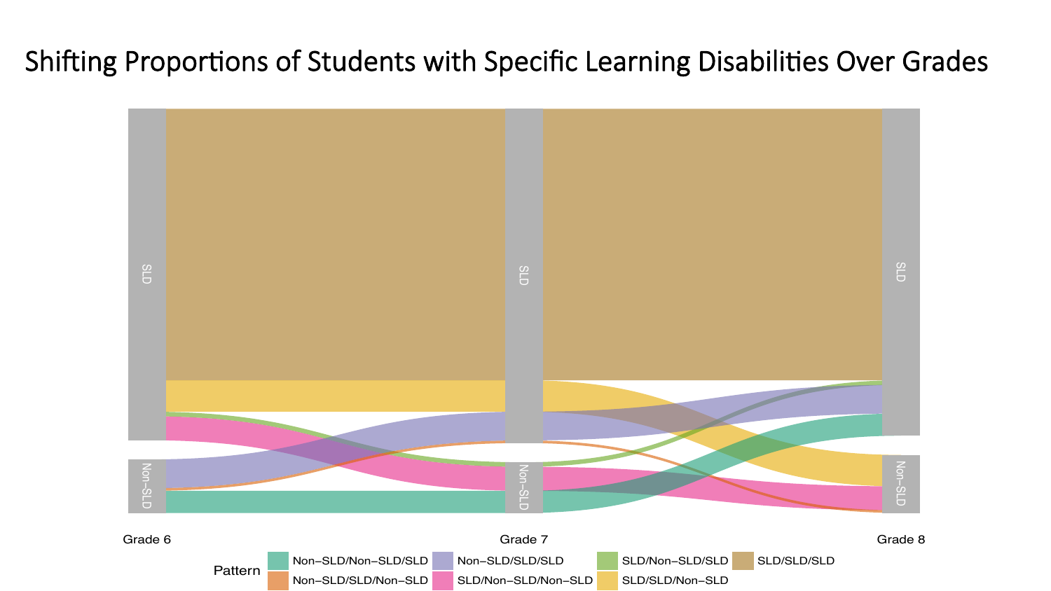# Shifting Proportions of Students with Specific Learning Disabilities Over Grades

SLD

Non–SLD

Grade 6

Grade 7

Grade 8

Pattern

Non–SLD/Non–SLD/SLD

Non–SLD/SLD/Non–SLD

Non–SLD/SLD/SLD

SLD/Non–SLD/Non–SLD

SLD/Non–SLD/SLD

SLD/SLD/Non–SLD

SLD/SLD/SLD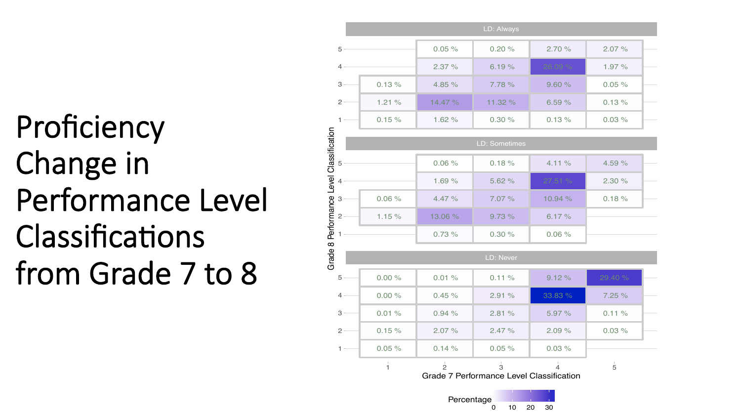# Proficiency Change in Performance Level Classifications from Grade 7 to 8

**LD: Always**

| Grade 8 \ Grade 7 | 1 | 2 | 3 | 4 | 5 |
|---|---|---|---|---|---|
| 5 | | 0.05 % | 0.20 % | 2.70 % | 2.07 % |
| 4 | | 2.37 % | 6.19 % | 26.09 % | 1.97 % |
| 3 | 0.13 % | 4.85 % | 7.78 % | 9.60 % | 0.05 % |
| 2 | 1.21 % | 14.47 % | 11.32 % | 6.59 % | 0.13 % |
| 1 | 0.15 % | 1.62 % | 0.30 % | 0.13 % | 0.03 % |

**LD: Sometimes**

| Grade 8 \ Grade 7 | 1 | 2 | 3 | 4 | 5 |
|---|---|---|---|---|---|
| 5 | | 0.06 % | 0.18 % | 4.11 % | 4.59 % |
| 4 | | 1.69 % | 5.62 % | 27.51 % | 2.30 % |
| 3 | 0.06 % | 4.47 % | 7.07 % | 10.94 % | 0.18 % |
| 2 | 1.15 % | 13.06 % | 9.73 % | 6.17 % | |
| 1 | | 0.73 % | 0.30 % | 0.06 % | |

**LD: Never**

| Grade 8 \ Grade 7 | 1 | 2 | 3 | 4 | 5 |
|---|---|---|---|---|---|
| 5 | 0.00 % | 0.01 % | 0.11 % | 9.12 % | 29.40 % |
| 4 | 0.00 % | 0.45 % | 2.91 % | 33.83 % | 7.25 % |
| 3 | 0.01 % | 0.94 % | 2.81 % | 5.97 % | 0.11 % |
| 2 | 0.15 % | 2.07 % | 2.47 % | 2.09 % | 0.03 % |
| 1 | 0.05 % | 0.14 % | 0.05 % | 0.03 % | |

Rows: Grade 8 Performance Level Classification; Columns: Grade 7 Performance Level Classification

Percentage: 0, 10, 20, 30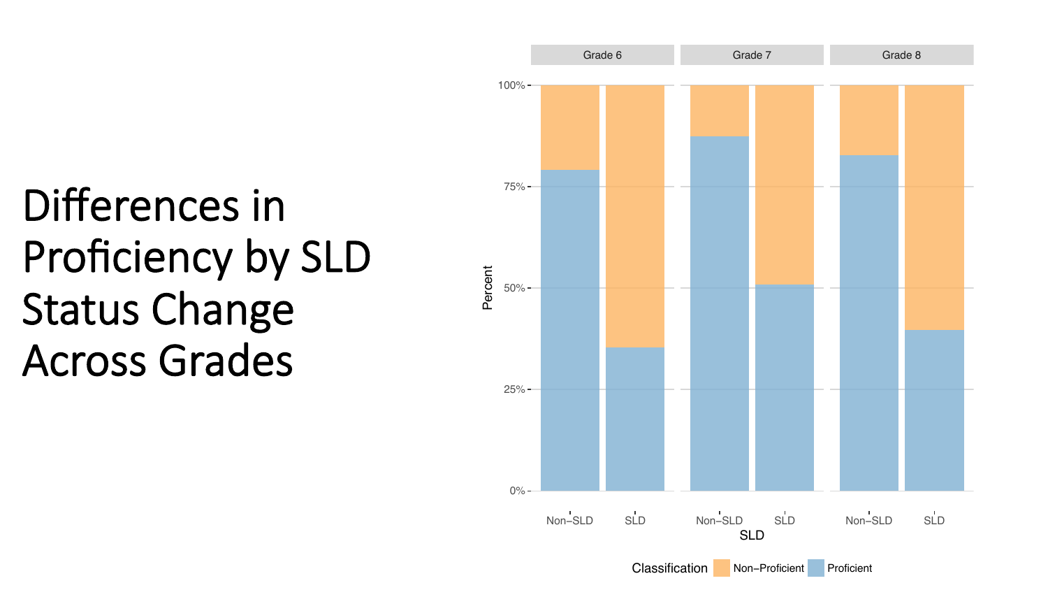# Differences in Proficiency by SLD Status Change Across Grades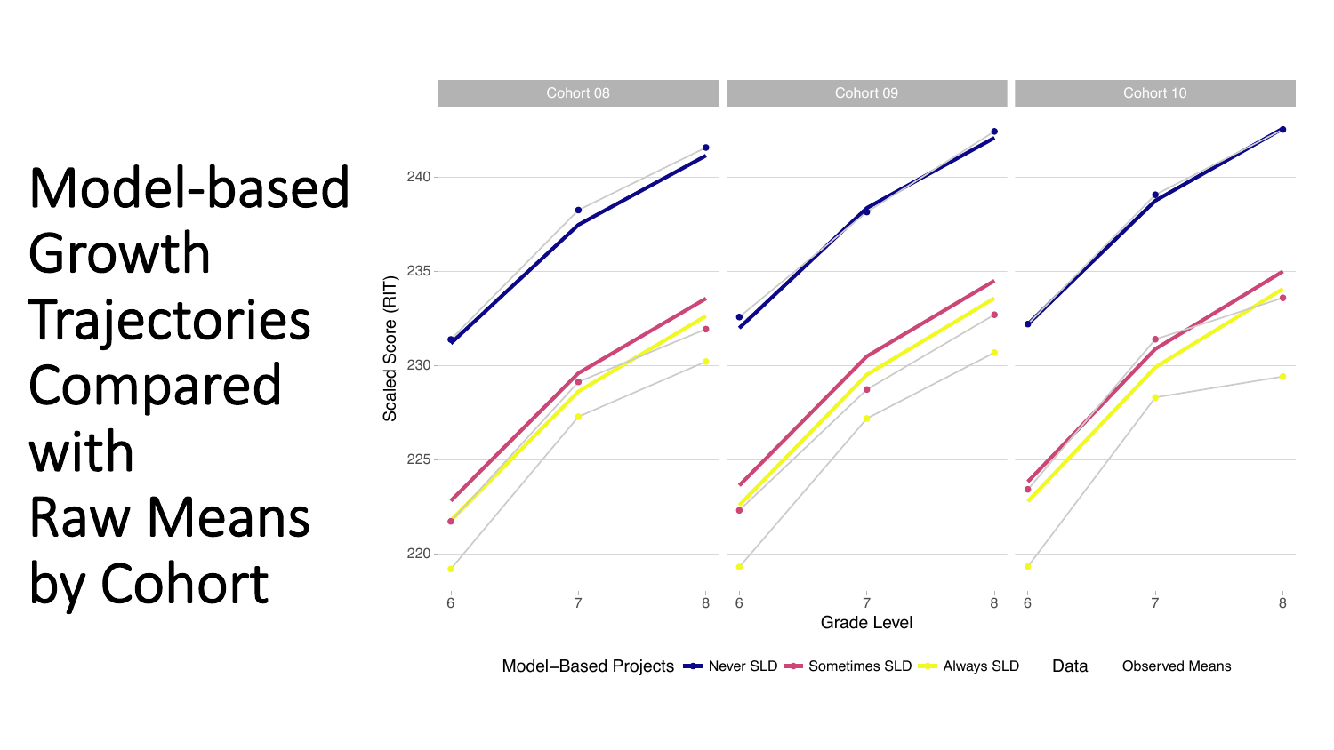# Model-based Growth Trajectories Compared with Raw Means by Cohort

Cohort 08

Cohort 09

Cohort 10

Scaled Score (RIT)

240

235

230

225

220

6

7

8

Grade Level

Model−Based Projects: Never SLD, Sometimes SLD, Always SLD

Data: Observed Means